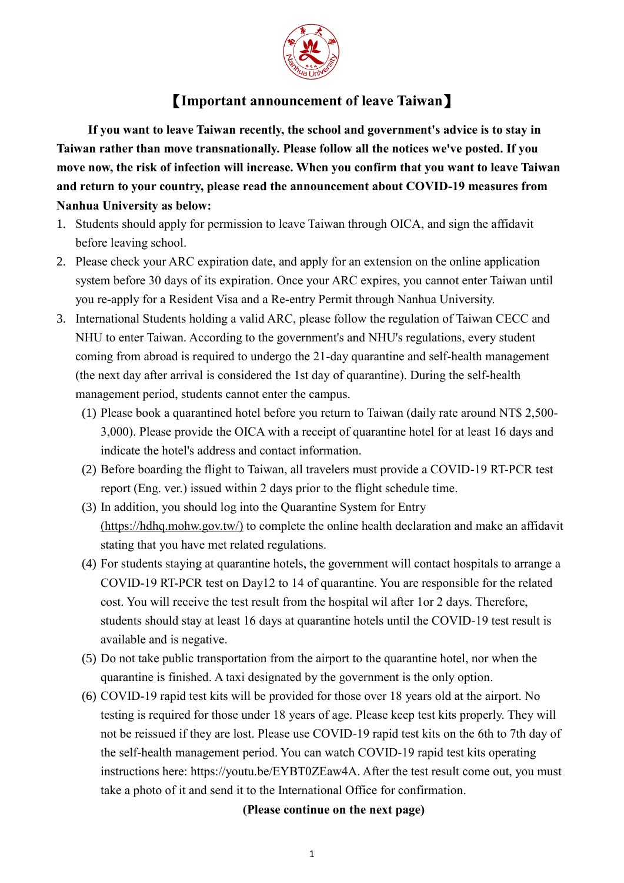# 【Important announcement of leave Taiwan】

**If you want to leave Taiwan recently, the school and government's advice is to stay in Taiwan rather than move transnationally. Please follow all the notices we've posted. If you move now, the risk of infection will increase. When you confirm that you want to leave Taiwan and return to your country, please read the announcement about COVID-19 measures from Nanhua University as below:**

1. Students should apply for permission to leave Taiwan through OICA, and sign the affidavit before leaving school.
2. Please check your ARC expiration date, and apply for an extension on the online application system before 30 days of its expiration. Once your ARC expires, you cannot enter Taiwan until you re-apply for a Resident Visa and a Re-entry Permit through Nanhua University.
3. International Students holding a valid ARC, please follow the regulation of Taiwan CECC and NHU to enter Taiwan. According to the government's and NHU's regulations, every student coming from abroad is required to undergo the 21-day quarantine and self-health management (the next day after arrival is considered the 1st day of quarantine). During the self-health management period, students cannot enter the campus.
   (1) Please book a quarantined hotel before you return to Taiwan (daily rate around NT$ 2,500-3,000). Please provide the OICA with a receipt of quarantine hotel for at least 16 days and indicate the hotel's address and contact information.
   (2) Before boarding the flight to Taiwan, all travelers must provide a COVID-19 RT-PCR test report (Eng. ver.) issued within 2 days prior to the flight schedule time.
   (3) In addition, you should log into the Quarantine System for Entry (https://hdhq.mohw.gov.tw/) to complete the online health declaration and make an affidavit stating that you have met related regulations.
   (4) For students staying at quarantine hotels, the government will contact hospitals to arrange a COVID-19 RT-PCR test on Day12 to 14 of quarantine. You are responsible for the related cost. You will receive the test result from the hospital wil after 1or 2 days. Therefore, students should stay at least 16 days at quarantine hotels until the COVID-19 test result is available and is negative.
   (5) Do not take public transportation from the airport to the quarantine hotel, nor when the quarantine is finished. A taxi designated by the government is the only option.
   (6) COVID-19 rapid test kits will be provided for those over 18 years old at the airport. No testing is required for those under 18 years of age. Please keep test kits properly. They will not be reissued if they are lost. Please use COVID-19 rapid test kits on the 6th to 7th day of the self-health management period. You can watch COVID-19 rapid test kits operating instructions here: https://youtu.be/EYBT0ZEaw4A. After the test result come out, you must take a photo of it and send it to the International Office for confirmation.

**(Please continue on the next page)**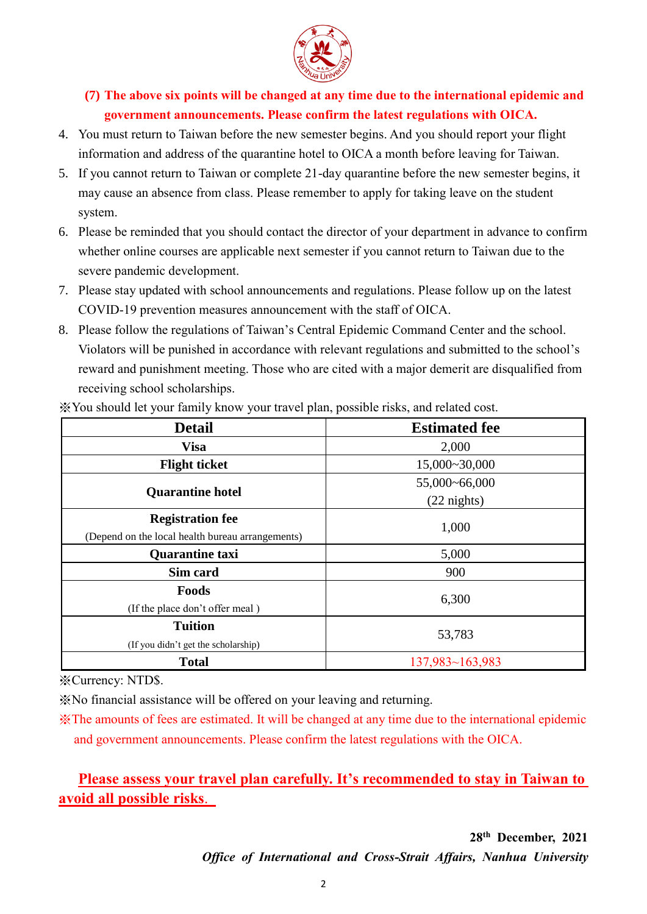**(7) The above six points will be changed at any time due to the international epidemic and government announcements. Please confirm the latest regulations with OICA.**

4. You must return to Taiwan before the new semester begins. And you should report your flight information and address of the quarantine hotel to OICA a month before leaving for Taiwan.
5. If you cannot return to Taiwan or complete 21-day quarantine before the new semester begins, it may cause an absence from class. Please remember to apply for taking leave on the student system.
6. Please be reminded that you should contact the director of your department in advance to confirm whether online courses are applicable next semester if you cannot return to Taiwan due to the severe pandemic development.
7. Please stay updated with school announcements and regulations. Please follow up on the latest COVID-19 prevention measures announcement with the staff of OICA.
8. Please follow the regulations of Taiwan's Central Epidemic Command Center and the school. Violators will be punished in accordance with relevant regulations and submitted to the school's reward and punishment meeting. Those who are cited with a major demerit are disqualified from receiving school scholarships.

※You should let your family know your travel plan, possible risks, and related cost.

| Detail | Estimated fee |
|---|---|
| **Visa** | 2,000 |
| **Flight ticket** | 15,000~30,000 |
| **Quarantine hotel** | 55,000~66,000 (22 nights) |
| **Registration fee** (Depend on the local health bureau arrangements) | 1,000 |
| **Quarantine taxi** | 5,000 |
| **Sim card** | 900 |
| **Foods** (If the place don't offer meal ) | 6,300 |
| **Tuition** (If you didn't get the scholarship) | 53,783 |
| **Total** | 137,983~163,983 |

※Currency: NTD$.

※No financial assistance will be offered on your leaving and returning.

※The amounts of fees are estimated. It will be changed at any time due to the international epidemic and government announcements. Please confirm the latest regulations with the OICA.

**Please assess your travel plan carefully. It's recommended to stay in Taiwan to avoid all possible risks.**

**28th December, 2021**

***Office of International and Cross-Strait Affairs, Nanhua University***